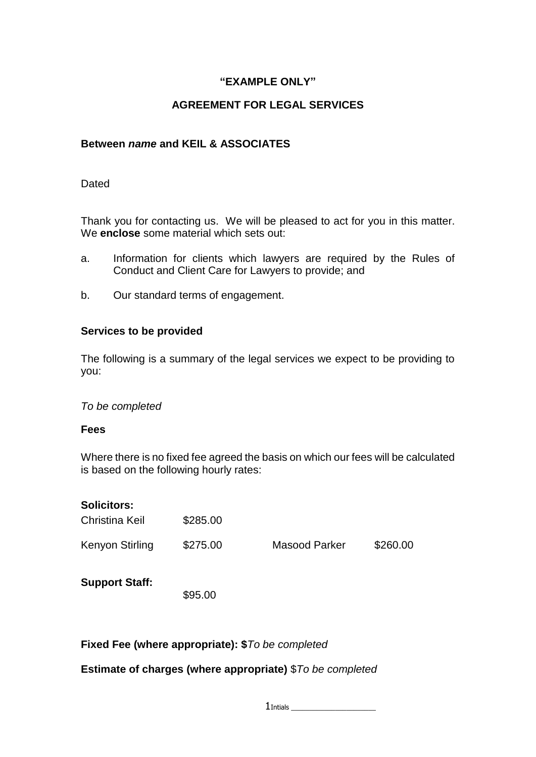**"EXAMPLE ONLY"**

**AGREEMENT FOR LEGAL SERVICES**

**Between *name* and KEIL & ASSOCIATES**

Dated

Thank you for contacting us. We will be pleased to act for you in this matter. We **enclose** some material which sets out:

a. Information for clients which lawyers are required by the Rules of Conduct and Client Care for Lawyers to provide; and

b. Our standard terms of engagement.

**Services to be provided**

The following is a summary of the legal services we expect to be providing to you:

*To be completed*

**Fees**

Where there is no fixed fee agreed the basis on which our fees will be calculated is based on the following hourly rates:

**Solicitors:**

| | | | |
|---|---|---|---|
| Christina Keil | $285.00 | | |
| Kenyon Stirling | $275.00 | Masood Parker | $260.00 |

**Support Staff:** $95.00

**Fixed Fee (where appropriate): $***To be completed*

**Estimate of charges (where appropriate)** $*To be completed*

Intials ___________________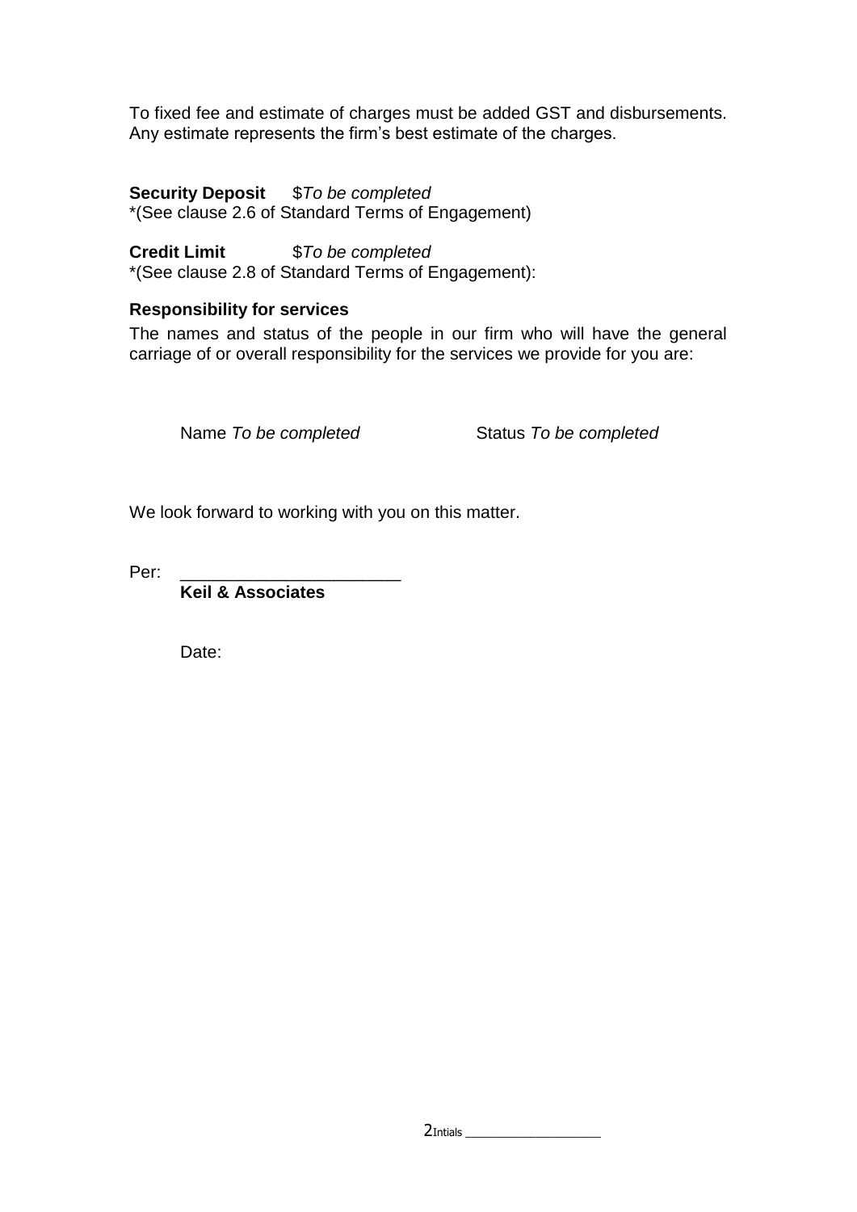To fixed fee and estimate of charges must be added GST and disbursements. Any estimate represents the firm's best estimate of the charges.

**Security Deposit** $*To be completed*
*(See clause 2.6 of Standard Terms of Engagement)

**Credit Limit** $*To be completed*
*(See clause 2.8 of Standard Terms of Engagement):

**Responsibility for services**

The names and status of the people in our firm who will have the general carriage of or overall responsibility for the services we provide for you are:

Name *To be completed* Status *To be completed*

We look forward to working with you on this matter.

Per: _______________________
**Keil & Associates**

Date:

Intials __________________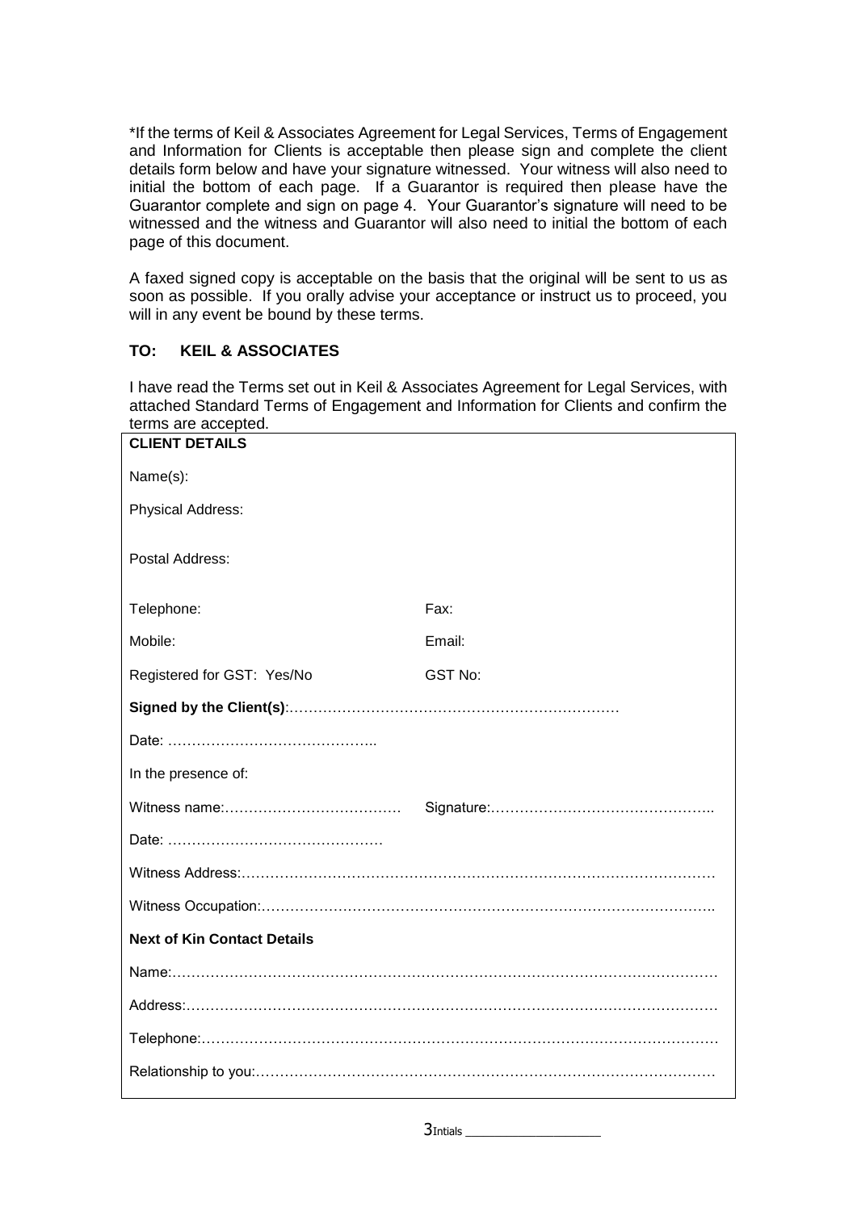*If the terms of Keil & Associates Agreement for Legal Services, Terms of Engagement and Information for Clients is acceptable then please sign and complete the client details form below and have your signature witnessed. Your witness will also need to initial the bottom of each page. If a Guarantor is required then please have the Guarantor complete and sign on page 4. Your Guarantor's signature will need to be witnessed and the witness and Guarantor will also need to initial the bottom of each page of this document.

A faxed signed copy is acceptable on the basis that the original will be sent to us as soon as possible. If you orally advise your acceptance or instruct us to proceed, you will in any event be bound by these terms.

**TO: KEIL & ASSOCIATES**

I have read the Terms set out in Keil & Associates Agreement for Legal Services, with attached Standard Terms of Engagement and Information for Clients and confirm the terms are accepted.

**CLIENT DETAILS**

Name(s):

Physical Address:

Postal Address:

| | |
|---|---|
| Telephone: | Fax: |
| Mobile: | Email: |
| Registered for GST: Yes/No | GST No: |

**Signed by the Client(s)**:……………………………………………………………

Date: ……………………………………..

In the presence of:

Witness name:……………………………… Signature:………………………………………..

Date: ………………………………………

Witness Address:……………………………………………………………………………………

Witness Occupation:………………………………………………………………………………..

**Next of Kin Contact Details**

Name:…………………………………………………………………………………………………

Address:………………………………………………………………………………………………

Telephone:……………………………………………………………………………………………

Relationship to you:…………………………………………………………………………………

Intials ____________________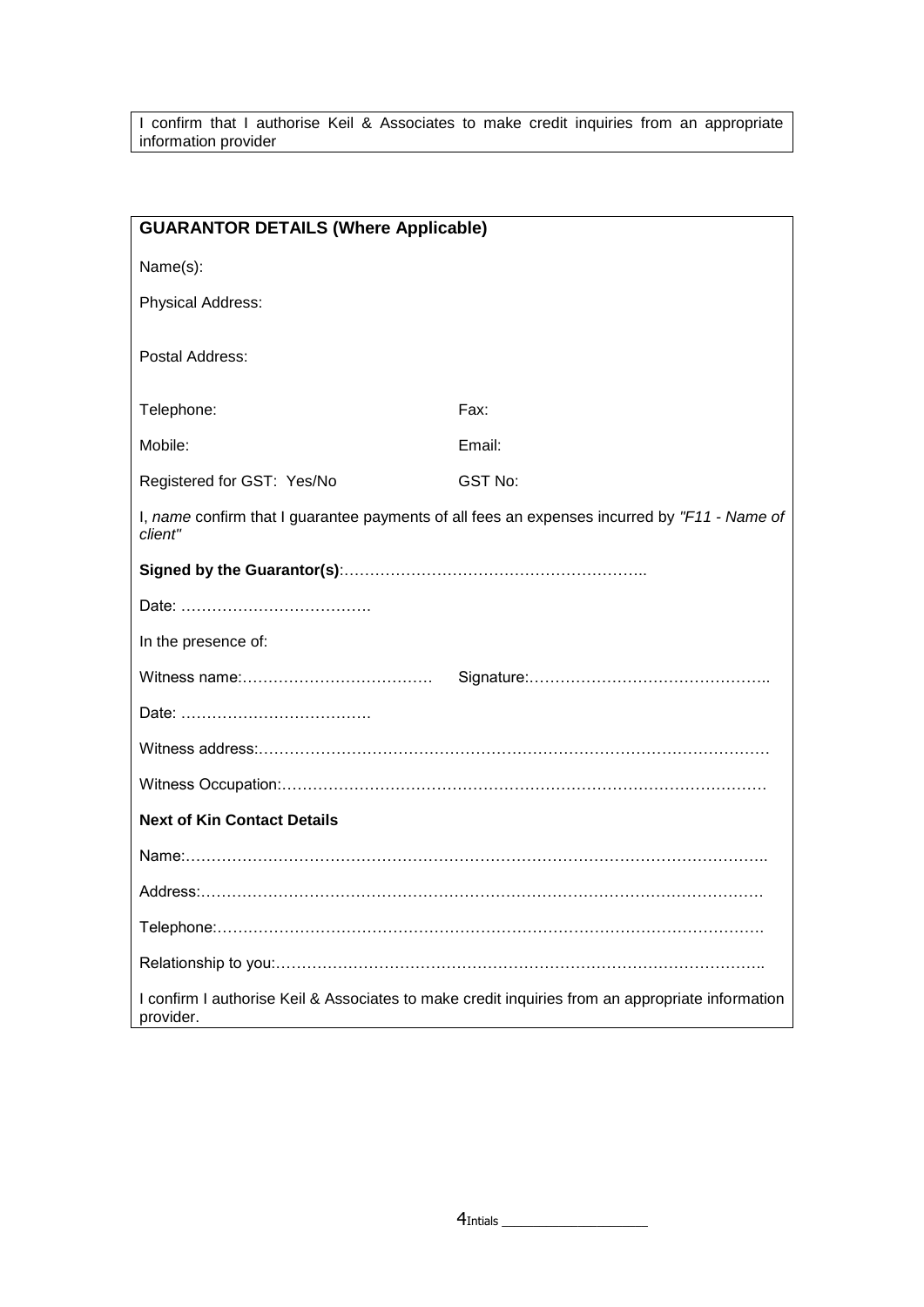I confirm that I authorise Keil & Associates to make credit inquiries from an appropriate information provider

**GUARANTOR DETAILS (Where Applicable)**

Name(s):

Physical Address:

Postal Address:

Telephone: Fax:

Mobile: Email:

Registered for GST: Yes/No GST No:

I, *name* confirm that I guarantee payments of all fees an expenses incurred by *"F11 - Name of client"*

**Signed by the Guarantor(s)**:…………………………………………………..

Date: ……………………………….

In the presence of:

Witness name:……………………………… Signature:………………………………………..

Date: ……………………………….

Witness address:……………………………………………………………………………………

Witness Occupation:………………………………………………………………………………

**Next of Kin Contact Details**

Name:………………………………………………………………………………………………..

Address:……………………………………………………………………………………………

Telephone:…………………………………………………………………………………………

Relationship to you:……………………………………………………………………………..

I confirm I authorise Keil & Associates to make credit inquiries from an appropriate information provider.

Intials ____________________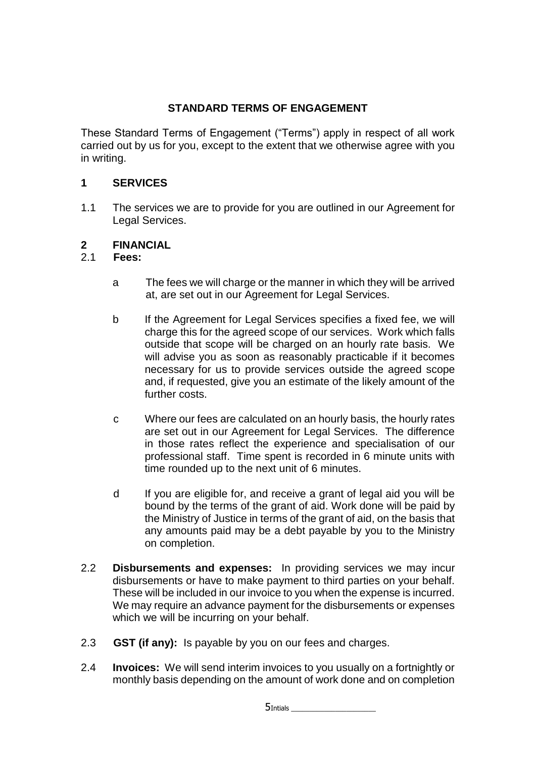## STANDARD TERMS OF ENGAGEMENT

These Standard Terms of Engagement ("Terms") apply in respect of all work carried out by us for you, except to the extent that we otherwise agree with you in writing.

### 1 SERVICES

1.1 The services we are to provide for you are outlined in our Agreement for Legal Services.

### 2 FINANCIAL

2.1 **Fees:**

a The fees we will charge or the manner in which they will be arrived at, are set out in our Agreement for Legal Services.

b If the Agreement for Legal Services specifies a fixed fee, we will charge this for the agreed scope of our services. Work which falls outside that scope will be charged on an hourly rate basis. We will advise you as soon as reasonably practicable if it becomes necessary for us to provide services outside the agreed scope and, if requested, give you an estimate of the likely amount of the further costs.

c Where our fees are calculated on an hourly basis, the hourly rates are set out in our Agreement for Legal Services. The difference in those rates reflect the experience and specialisation of our professional staff. Time spent is recorded in 6 minute units with time rounded up to the next unit of 6 minutes.

d If you are eligible for, and receive a grant of legal aid you will be bound by the terms of the grant of aid. Work done will be paid by the Ministry of Justice in terms of the grant of aid, on the basis that any amounts paid may be a debt payable by you to the Ministry on completion.

2.2 **Disbursements and expenses:** In providing services we may incur disbursements or have to make payment to third parties on your behalf. These will be included in our invoice to you when the expense is incurred. We may require an advance payment for the disbursements or expenses which we will be incurring on your behalf.

2.3 **GST (if any):** Is payable by you on our fees and charges.

2.4 **Invoices:** We will send interim invoices to you usually on a fortnightly or monthly basis depending on the amount of work done and on completion

Intials ___________________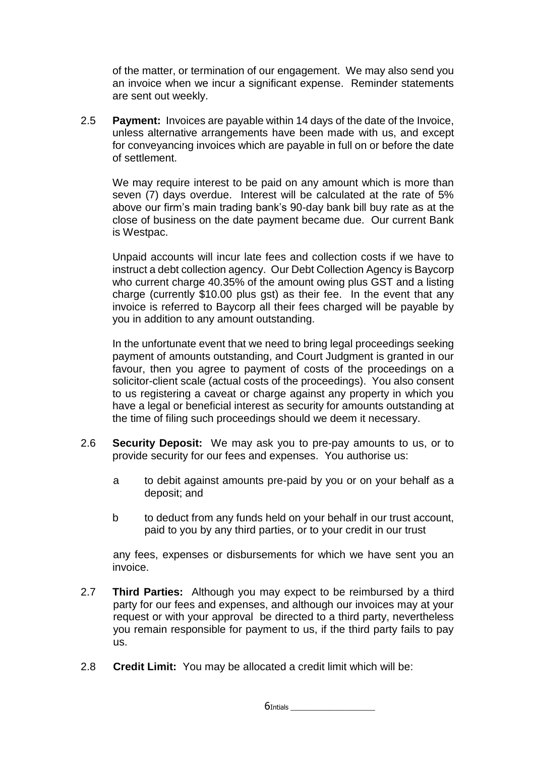of the matter, or termination of our engagement. We may also send you an invoice when we incur a significant expense. Reminder statements are sent out weekly.

2.5 **Payment:** Invoices are payable within 14 days of the date of the Invoice, unless alternative arrangements have been made with us, and except for conveyancing invoices which are payable in full on or before the date of settlement.

We may require interest to be paid on any amount which is more than seven (7) days overdue. Interest will be calculated at the rate of 5% above our firm's main trading bank's 90-day bank bill buy rate as at the close of business on the date payment became due. Our current Bank is Westpac.

Unpaid accounts will incur late fees and collection costs if we have to instruct a debt collection agency. Our Debt Collection Agency is Baycorp who current charge 40.35% of the amount owing plus GST and a listing charge (currently $10.00 plus gst) as their fee. In the event that any invoice is referred to Baycorp all their fees charged will be payable by you in addition to any amount outstanding.

In the unfortunate event that we need to bring legal proceedings seeking payment of amounts outstanding, and Court Judgment is granted in our favour, then you agree to payment of costs of the proceedings on a solicitor-client scale (actual costs of the proceedings). You also consent to us registering a caveat or charge against any property in which you have a legal or beneficial interest as security for amounts outstanding at the time of filing such proceedings should we deem it necessary.

2.6 **Security Deposit:** We may ask you to pre-pay amounts to us, or to provide security for our fees and expenses. You authorise us:

a to debit against amounts pre-paid by you or on your behalf as a deposit; and

b to deduct from any funds held on your behalf in our trust account, paid to you by any third parties, or to your credit in our trust

any fees, expenses or disbursements for which we have sent you an invoice.

2.7 **Third Parties:** Although you may expect to be reimbursed by a third party for our fees and expenses, and although our invoices may at your request or with your approval be directed to a third party, nevertheless you remain responsible for payment to us, if the third party fails to pay us.

2.8 **Credit Limit:** You may be allocated a credit limit which will be:

Intials ________________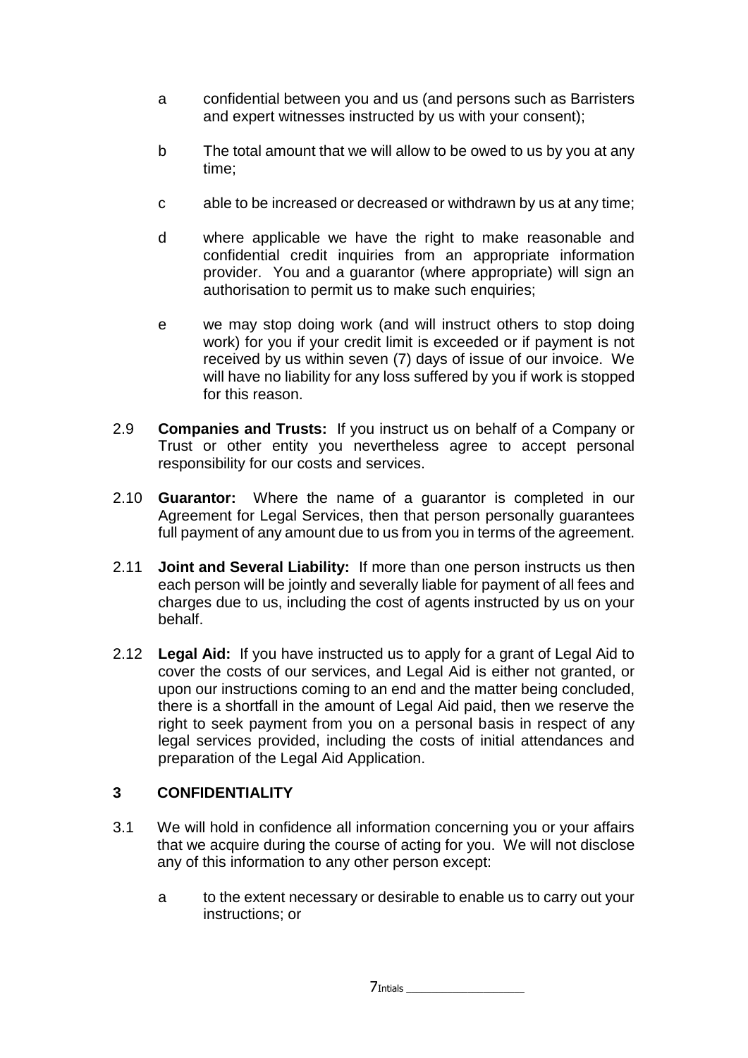a confidential between you and us (and persons such as Barristers and expert witnesses instructed by us with your consent);

b The total amount that we will allow to be owed to us by you at any time;

c able to be increased or decreased or withdrawn by us at any time;

d where applicable we have the right to make reasonable and confidential credit inquiries from an appropriate information provider. You and a guarantor (where appropriate) will sign an authorisation to permit us to make such enquiries;

e we may stop doing work (and will instruct others to stop doing work) for you if your credit limit is exceeded or if payment is not received by us within seven (7) days of issue of our invoice. We will have no liability for any loss suffered by you if work is stopped for this reason.

2.9 **Companies and Trusts:** If you instruct us on behalf of a Company or Trust or other entity you nevertheless agree to accept personal responsibility for our costs and services.

2.10 **Guarantor:** Where the name of a guarantor is completed in our Agreement for Legal Services, then that person personally guarantees full payment of any amount due to us from you in terms of the agreement.

2.11 **Joint and Several Liability:** If more than one person instructs us then each person will be jointly and severally liable for payment of all fees and charges due to us, including the cost of agents instructed by us on your behalf.

2.12 **Legal Aid:** If you have instructed us to apply for a grant of Legal Aid to cover the costs of our services, and Legal Aid is either not granted, or upon our instructions coming to an end and the matter being concluded, there is a shortfall in the amount of Legal Aid paid, then we reserve the right to seek payment from you on a personal basis in respect of any legal services provided, including the costs of initial attendances and preparation of the Legal Aid Application.

## 3 CONFIDENTIALITY

3.1 We will hold in confidence all information concerning you or your affairs that we acquire during the course of acting for you. We will not disclose any of this information to any other person except:

a to the extent necessary or desirable to enable us to carry out your instructions; or

Intials ___________________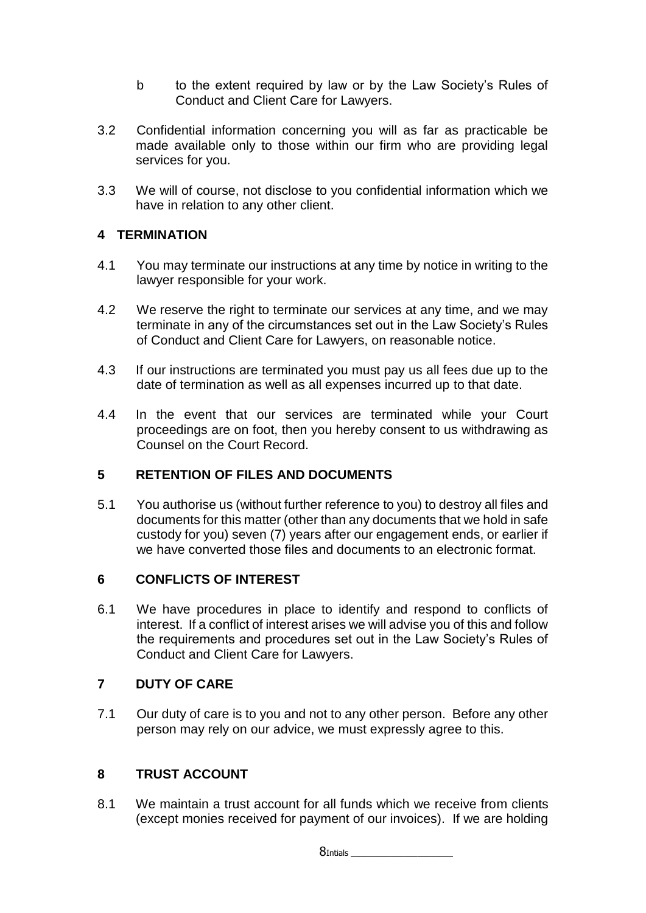b to the extent required by law or by the Law Society's Rules of Conduct and Client Care for Lawyers.

3.2 Confidential information concerning you will as far as practicable be made available only to those within our firm who are providing legal services for you.

3.3 We will of course, not disclose to you confidential information which we have in relation to any other client.

## 4 TERMINATION

4.1 You may terminate our instructions at any time by notice in writing to the lawyer responsible for your work.

4.2 We reserve the right to terminate our services at any time, and we may terminate in any of the circumstances set out in the Law Society's Rules of Conduct and Client Care for Lawyers, on reasonable notice.

4.3 If our instructions are terminated you must pay us all fees due up to the date of termination as well as all expenses incurred up to that date.

4.4 In the event that our services are terminated while your Court proceedings are on foot, then you hereby consent to us withdrawing as Counsel on the Court Record.

## 5 RETENTION OF FILES AND DOCUMENTS

5.1 You authorise us (without further reference to you) to destroy all files and documents for this matter (other than any documents that we hold in safe custody for you) seven (7) years after our engagement ends, or earlier if we have converted those files and documents to an electronic format.

## 6 CONFLICTS OF INTEREST

6.1 We have procedures in place to identify and respond to conflicts of interest. If a conflict of interest arises we will advise you of this and follow the requirements and procedures set out in the Law Society's Rules of Conduct and Client Care for Lawyers.

## 7 DUTY OF CARE

7.1 Our duty of care is to you and not to any other person. Before any other person may rely on our advice, we must expressly agree to this.

## 8 TRUST ACCOUNT

8.1 We maintain a trust account for all funds which we receive from clients (except monies received for payment of our invoices). If we are holding

Intials ____________________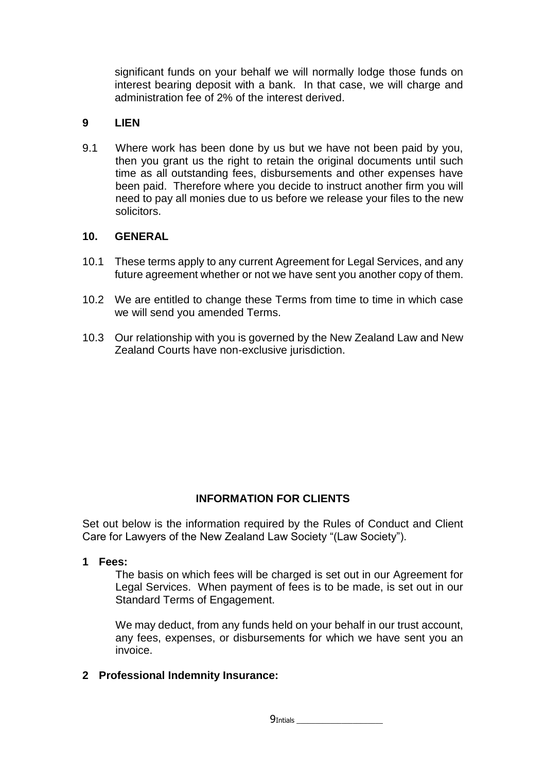significant funds on your behalf we will normally lodge those funds on interest bearing deposit with a bank. In that case, we will charge and administration fee of 2% of the interest derived.

## 9 LIEN

9.1 Where work has been done by us but we have not been paid by you, then you grant us the right to retain the original documents until such time as all outstanding fees, disbursements and other expenses have been paid. Therefore where you decide to instruct another firm you will need to pay all monies due to us before we release your files to the new solicitors.

## 10. GENERAL

10.1 These terms apply to any current Agreement for Legal Services, and any future agreement whether or not we have sent you another copy of them.

10.2 We are entitled to change these Terms from time to time in which case we will send you amended Terms.

10.3 Our relationship with you is governed by the New Zealand Law and New Zealand Courts have non-exclusive jurisdiction.

# INFORMATION FOR CLIENTS

Set out below is the information required by the Rules of Conduct and Client Care for Lawyers of the New Zealand Law Society "(Law Society").

**1 Fees:**

The basis on which fees will be charged is set out in our Agreement for Legal Services. When payment of fees is to be made, is set out in our Standard Terms of Engagement.

We may deduct, from any funds held on your behalf in our trust account, any fees, expenses, or disbursements for which we have sent you an invoice.

**2 Professional Indemnity Insurance:**

Intials ____________________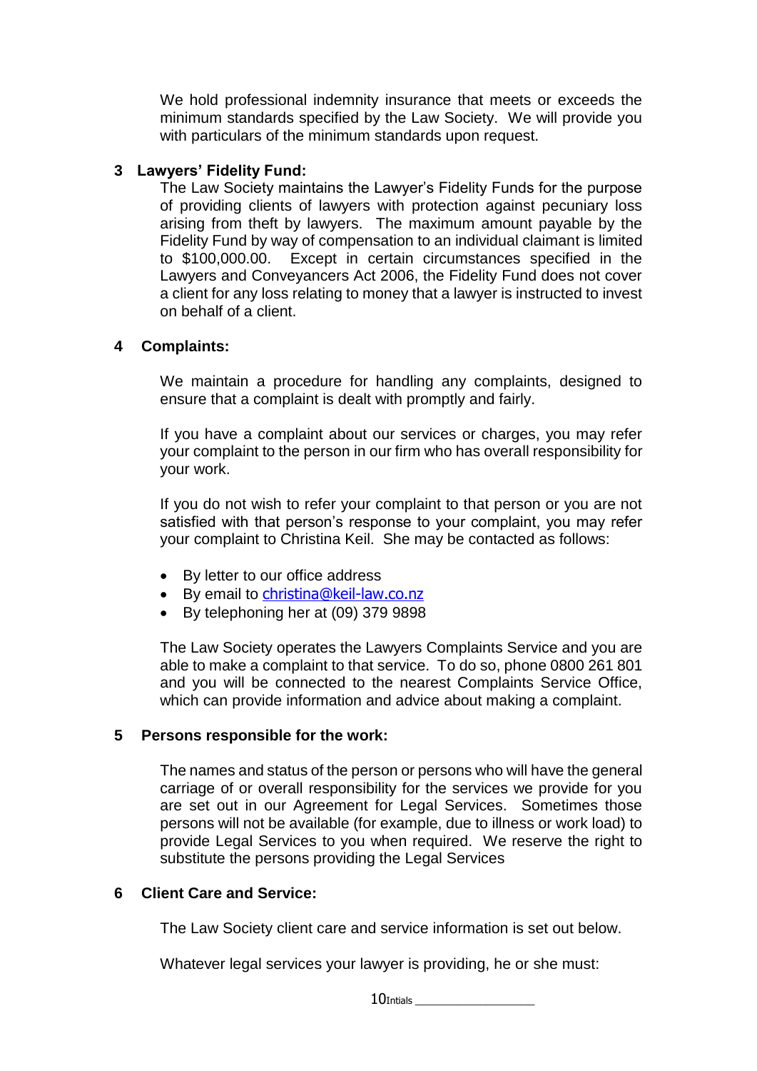We hold professional indemnity insurance that meets or exceeds the minimum standards specified by the Law Society. We will provide you with particulars of the minimum standards upon request.

## 3 Lawyers' Fidelity Fund:

The Law Society maintains the Lawyer's Fidelity Funds for the purpose of providing clients of lawyers with protection against pecuniary loss arising from theft by lawyers. The maximum amount payable by the Fidelity Fund by way of compensation to an individual claimant is limited to $100,000.00. Except in certain circumstances specified in the Lawyers and Conveyancers Act 2006, the Fidelity Fund does not cover a client for any loss relating to money that a lawyer is instructed to invest on behalf of a client.

## 4 Complaints:

We maintain a procedure for handling any complaints, designed to ensure that a complaint is dealt with promptly and fairly.

If you have a complaint about our services or charges, you may refer your complaint to the person in our firm who has overall responsibility for your work.

If you do not wish to refer your complaint to that person or you are not satisfied with that person's response to your complaint, you may refer your complaint to Christina Keil. She may be contacted as follows:

- By letter to our office address
- By email to christina@keil-law.co.nz
- By telephoning her at (09) 379 9898

The Law Society operates the Lawyers Complaints Service and you are able to make a complaint to that service. To do so, phone 0800 261 801 and you will be connected to the nearest Complaints Service Office, which can provide information and advice about making a complaint.

## 5 Persons responsible for the work:

The names and status of the person or persons who will have the general carriage of or overall responsibility for the services we provide for you are set out in our Agreement for Legal Services. Sometimes those persons will not be available (for example, due to illness or work load) to provide Legal Services to you when required. We reserve the right to substitute the persons providing the Legal Services

## 6 Client Care and Service:

The Law Society client care and service information is set out below.

Whatever legal services your lawyer is providing, he or she must:

Intials ________________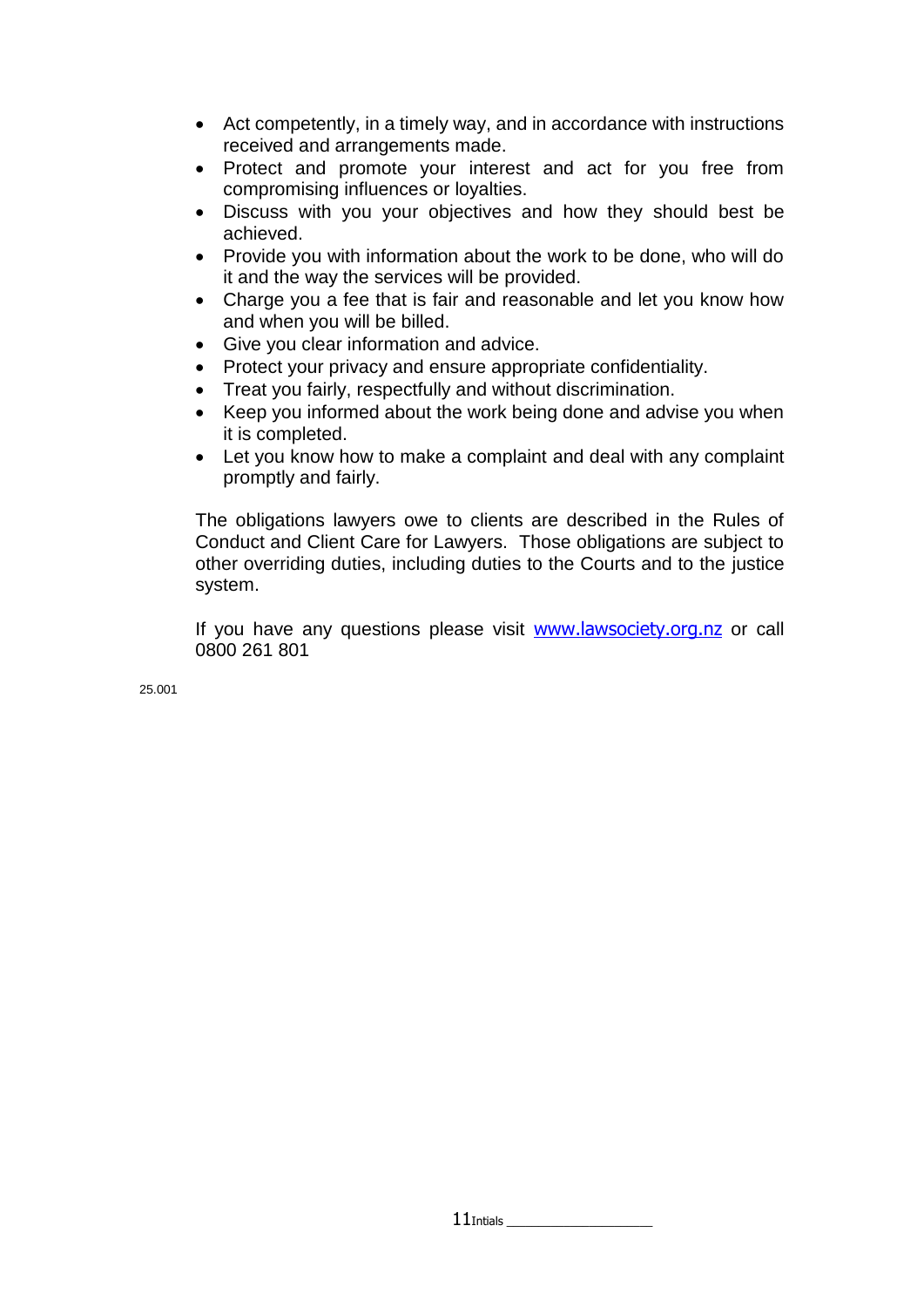- Act competently, in a timely way, and in accordance with instructions received and arrangements made.
- Protect and promote your interest and act for you free from compromising influences or loyalties.
- Discuss with you your objectives and how they should best be achieved.
- Provide you with information about the work to be done, who will do it and the way the services will be provided.
- Charge you a fee that is fair and reasonable and let you know how and when you will be billed.
- Give you clear information and advice.
- Protect your privacy and ensure appropriate confidentiality.
- Treat you fairly, respectfully and without discrimination.
- Keep you informed about the work being done and advise you when it is completed.
- Let you know how to make a complaint and deal with any complaint promptly and fairly.

The obligations lawyers owe to clients are described in the Rules of Conduct and Client Care for Lawyers. Those obligations are subject to other overriding duties, including duties to the Courts and to the justice system.

If you have any questions please visit [www.lawsociety.org.nz](http://www.lawsociety.org.nz) or call 0800 261 801

25.001

Intials ___________________